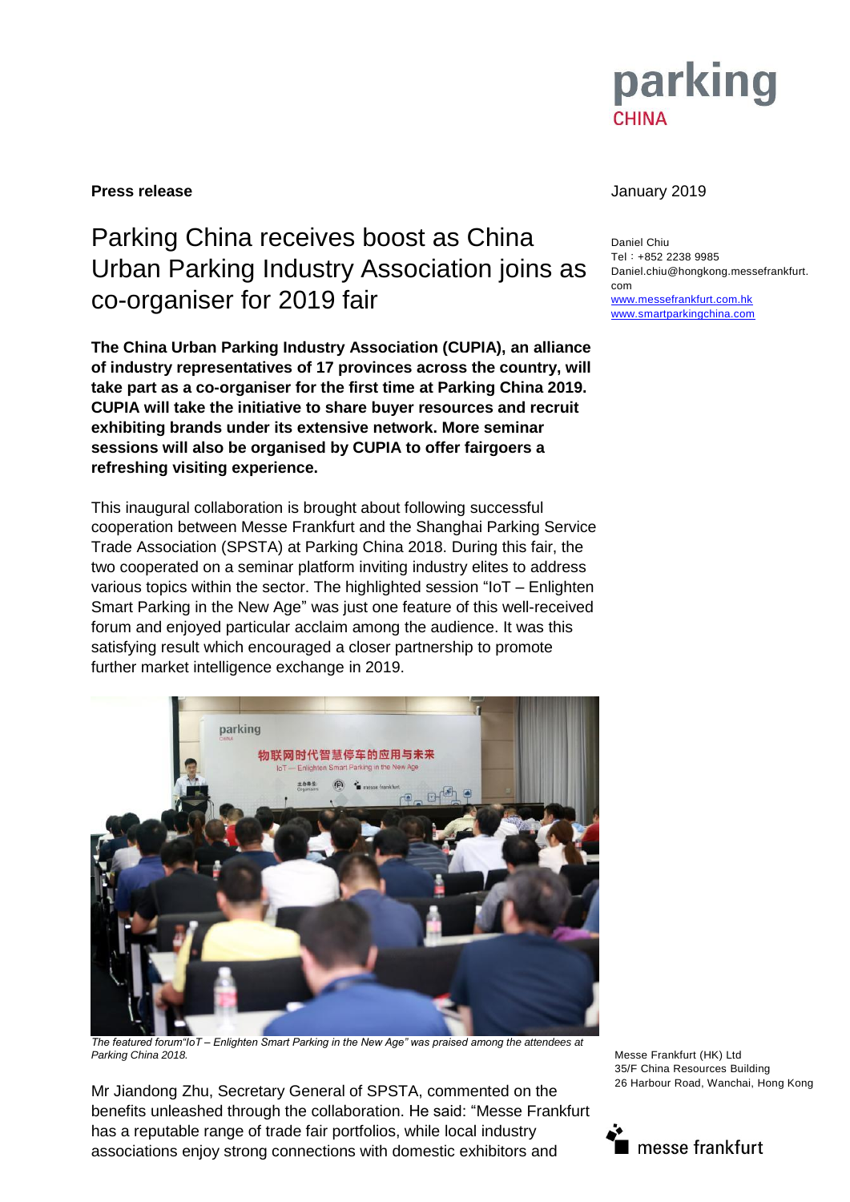**Press release**

January 2019

Daniel Chiu
Tel：+852 2238 9985
Daniel.chiu@hongkong.messefrankfurt.com
www.messefrankfurt.com.hk
www.smartparkingchina.com

# Parking China receives boost as China Urban Parking Industry Association joins as co-organiser for 2019 fair

**The China Urban Parking Industry Association (CUPIA), an alliance of industry representatives of 17 provinces across the country, will take part as a co-organiser for the first time at Parking China 2019. CUPIA will take the initiative to share buyer resources and recruit exhibiting brands under its extensive network. More seminar sessions will also be organised by CUPIA to offer fairgoers a refreshing visiting experience.**

This inaugural collaboration is brought about following successful cooperation between Messe Frankfurt and the Shanghai Parking Service Trade Association (SPSTA) at Parking China 2018. During this fair, the two cooperated on a seminar platform inviting industry elites to address various topics within the sector. The highlighted session "IoT – Enlighten Smart Parking in the New Age" was just one feature of this well-received forum and enjoyed particular acclaim among the audience. It was this satisfying result which encouraged a closer partnership to promote further market intelligence exchange in 2019.

*The featured forum"IoT – Enlighten Smart Parking in the New Age" was praised among the attendees at Parking China 2018.*

Mr Jiandong Zhu, Secretary General of SPSTA, commented on the benefits unleashed through the collaboration. He said: "Messe Frankfurt has a reputable range of trade fair portfolios, while local industry associations enjoy strong connections with domestic exhibitors and

Messe Frankfurt (HK) Ltd
35/F China Resources Building
26 Harbour Road, Wanchai, Hong Kong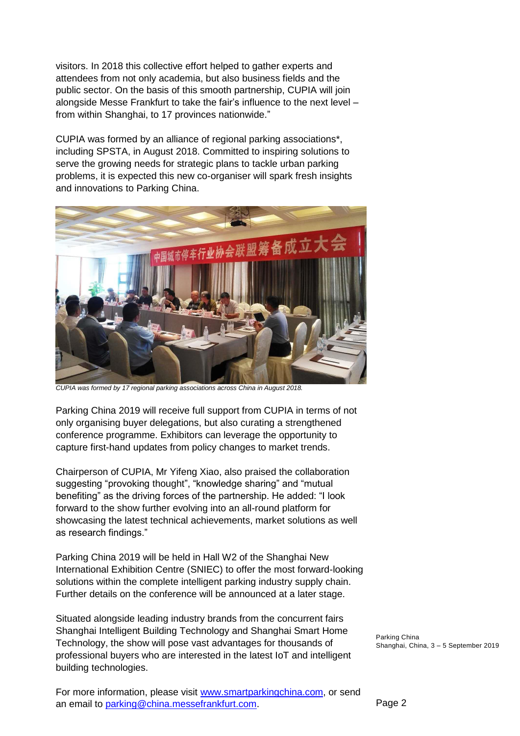visitors. In 2018 this collective effort helped to gather experts and attendees from not only academia, but also business fields and the public sector. On the basis of this smooth partnership, CUPIA will join alongside Messe Frankfurt to take the fair's influence to the next level – from within Shanghai, to 17 provinces nationwide."

CUPIA was formed by an alliance of regional parking associations*, including SPSTA, in August 2018. Committed to inspiring solutions to serve the growing needs for strategic plans to tackle urban parking problems, it is expected this new co-organiser will spark fresh insights and innovations to Parking China.

*CUPIA was formed by 17 regional parking associations across China in August 2018.*

Parking China 2019 will receive full support from CUPIA in terms of not only organising buyer delegations, but also curating a strengthened conference programme. Exhibitors can leverage the opportunity to capture first-hand updates from policy changes to market trends.

Chairperson of CUPIA, Mr Yifeng Xiao, also praised the collaboration suggesting "provoking thought", "knowledge sharing" and "mutual benefiting" as the driving forces of the partnership. He added: "I look forward to the show further evolving into an all-round platform for showcasing the latest technical achievements, market solutions as well as research findings."

Parking China 2019 will be held in Hall W2 of the Shanghai New International Exhibition Centre (SNIEC) to offer the most forward-looking solutions within the complete intelligent parking industry supply chain. Further details on the conference will be announced at a later stage.

Situated alongside leading industry brands from the concurrent fairs Shanghai Intelligent Building Technology and Shanghai Smart Home Technology, the show will pose vast advantages for thousands of professional buyers who are interested in the latest IoT and intelligent building technologies.

For more information, please visit [www.smartparkingchina.com](http://www.smartparkingchina.com), or send an email to [parking@china.messefrankfurt.com](mailto:parking@china.messefrankfurt.com).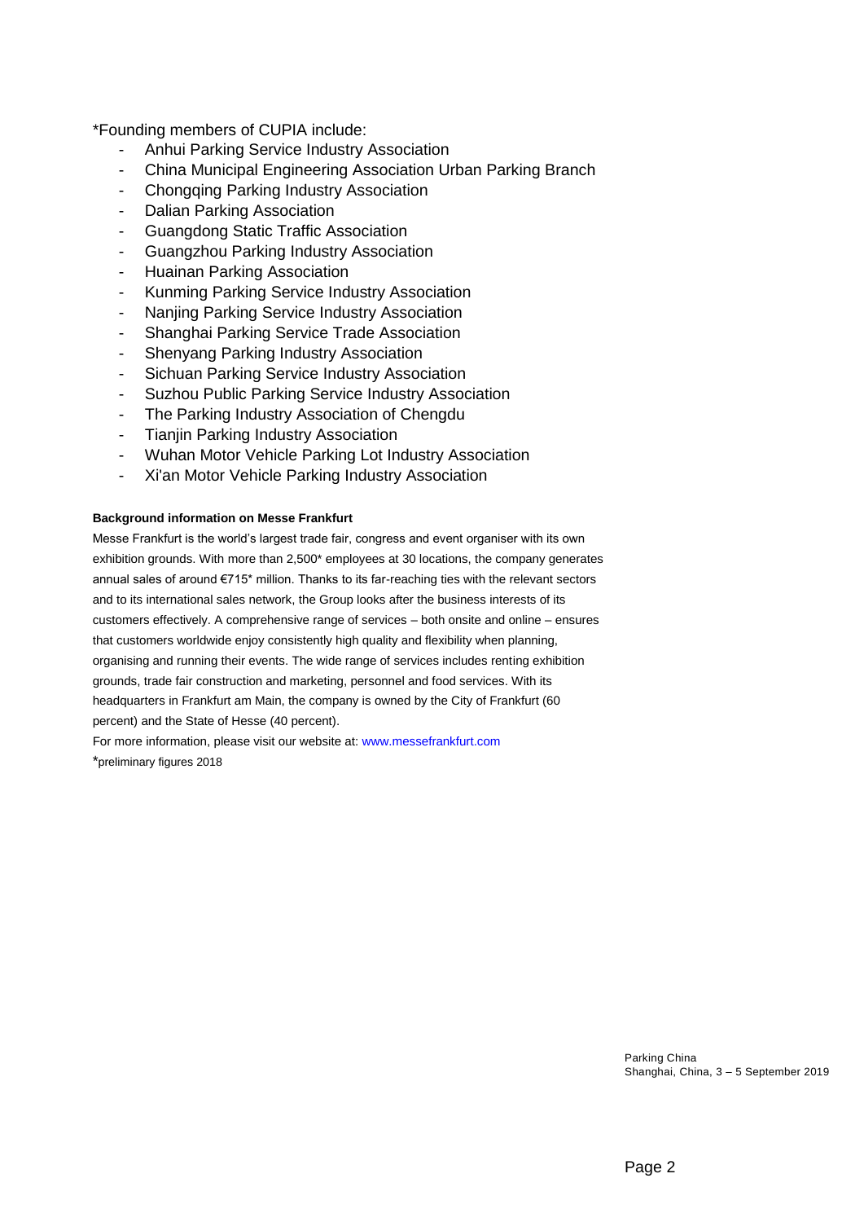*Founding members of CUPIA include:

- Anhui Parking Service Industry Association
- China Municipal Engineering Association Urban Parking Branch
- Chongqing Parking Industry Association
- Dalian Parking Association
- Guangdong Static Traffic Association
- Guangzhou Parking Industry Association
- Huainan Parking Association
- Kunming Parking Service Industry Association
- Nanjing Parking Service Industry Association
- Shanghai Parking Service Trade Association
- Shenyang Parking Industry Association
- Sichuan Parking Service Industry Association
- Suzhou Public Parking Service Industry Association
- The Parking Industry Association of Chengdu
- Tianjin Parking Industry Association
- Wuhan Motor Vehicle Parking Lot Industry Association
- Xi'an Motor Vehicle Parking Industry Association

**Background information on Messe Frankfurt**

Messe Frankfurt is the world's largest trade fair, congress and event organiser with its own exhibition grounds. With more than 2,500* employees at 30 locations, the company generates annual sales of around €715* million. Thanks to its far-reaching ties with the relevant sectors and to its international sales network, the Group looks after the business interests of its customers effectively. A comprehensive range of services – both onsite and online – ensures that customers worldwide enjoy consistently high quality and flexibility when planning, organising and running their events. The wide range of services includes renting exhibition grounds, trade fair construction and marketing, personnel and food services. With its headquarters in Frankfurt am Main, the company is owned by the City of Frankfurt (60 percent) and the State of Hesse (40 percent).

For more information, please visit our website at: www.messefrankfurt.com

*preliminary figures 2018